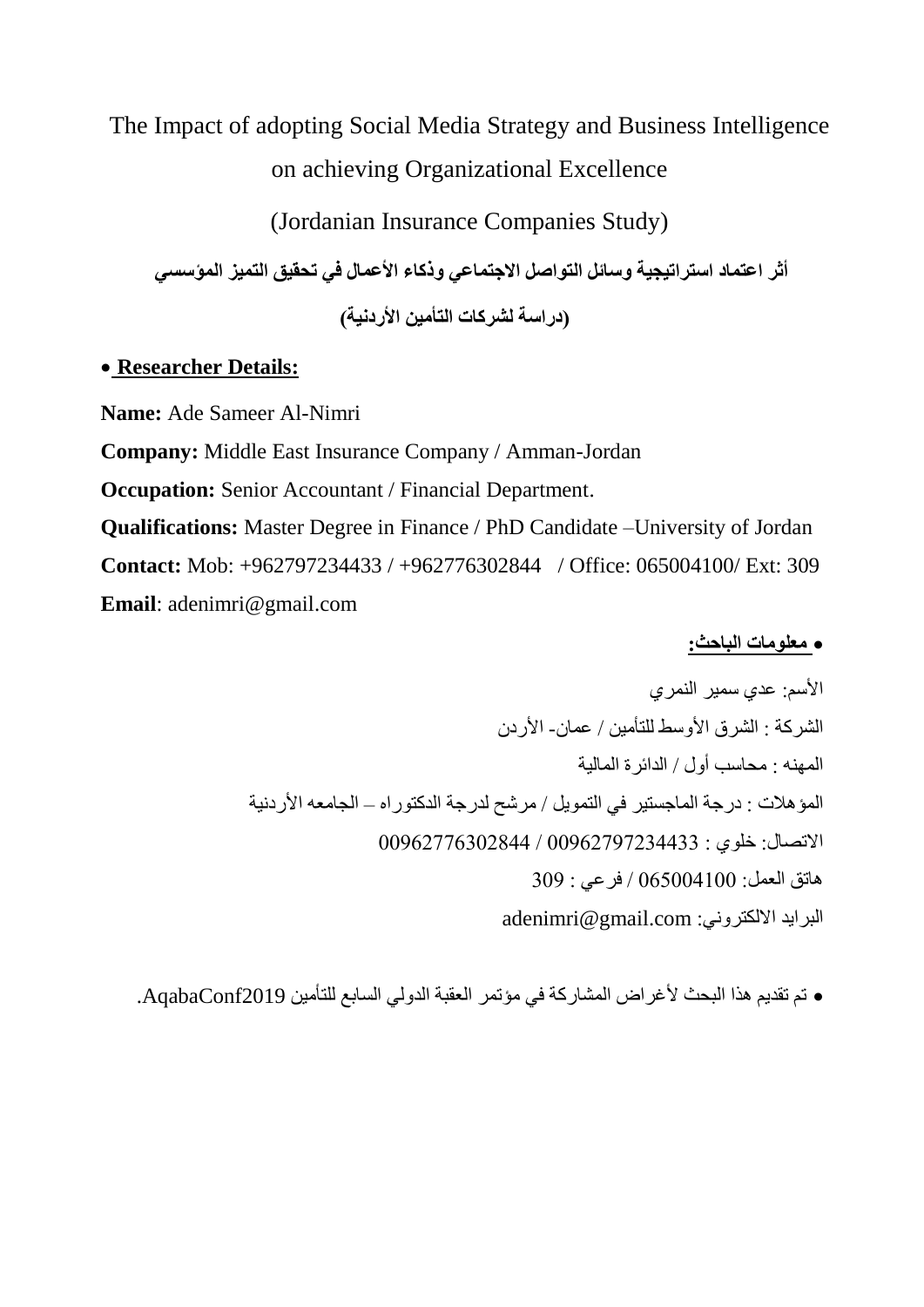# The Impact of adopting Social Media Strategy and Business Intelligence on achieving Organizational Excellence

## (Jordanian Insurance Companies Study)

## أثر اعتماد استراتيجية وسائل التواصل الاجتماعي وذكاء الأعمال في تحقيق التميز المؤسسي

## (دراسة لشركات التأمين الأردنية)

- **Researcher Details:**

**Name:** Ade Sameer Al-Nimri

**Company:** Middle East Insurance Company / Amman-Jordan

**Occupation:** Senior Accountant / Financial Department.

**Qualifications:** Master Degree in Finance / PhD Candidate –University of Jordan

**Contact:** Mob: +962797234433 / +962776302844 / Office: 065004100/ Ext: 309

**Email**: adenimri@gmail.com

- **معلومات الباحث:**

الأسم: عدي سمير النمري

الشركة : الشرق الأوسط للتأمين / عمان- الأردن

المهنه : محاسب أول / الدائرة المالية

المؤهلات : درجة الماجستير في التمويل / مرشح لدرجة الدكتوراه – الجامعه الأردنية

الاتصال: خلوي : 00962797234433 / 00962776302844

هاتق العمل: 065004100 / فرعي : 309

البرايد الالكتروني: adenimri@gmail.com

- تم تقديم هذا البحث لأغراض المشاركة في مؤتمر العقبة الدولي السابع للتأمين AqabaConf2019.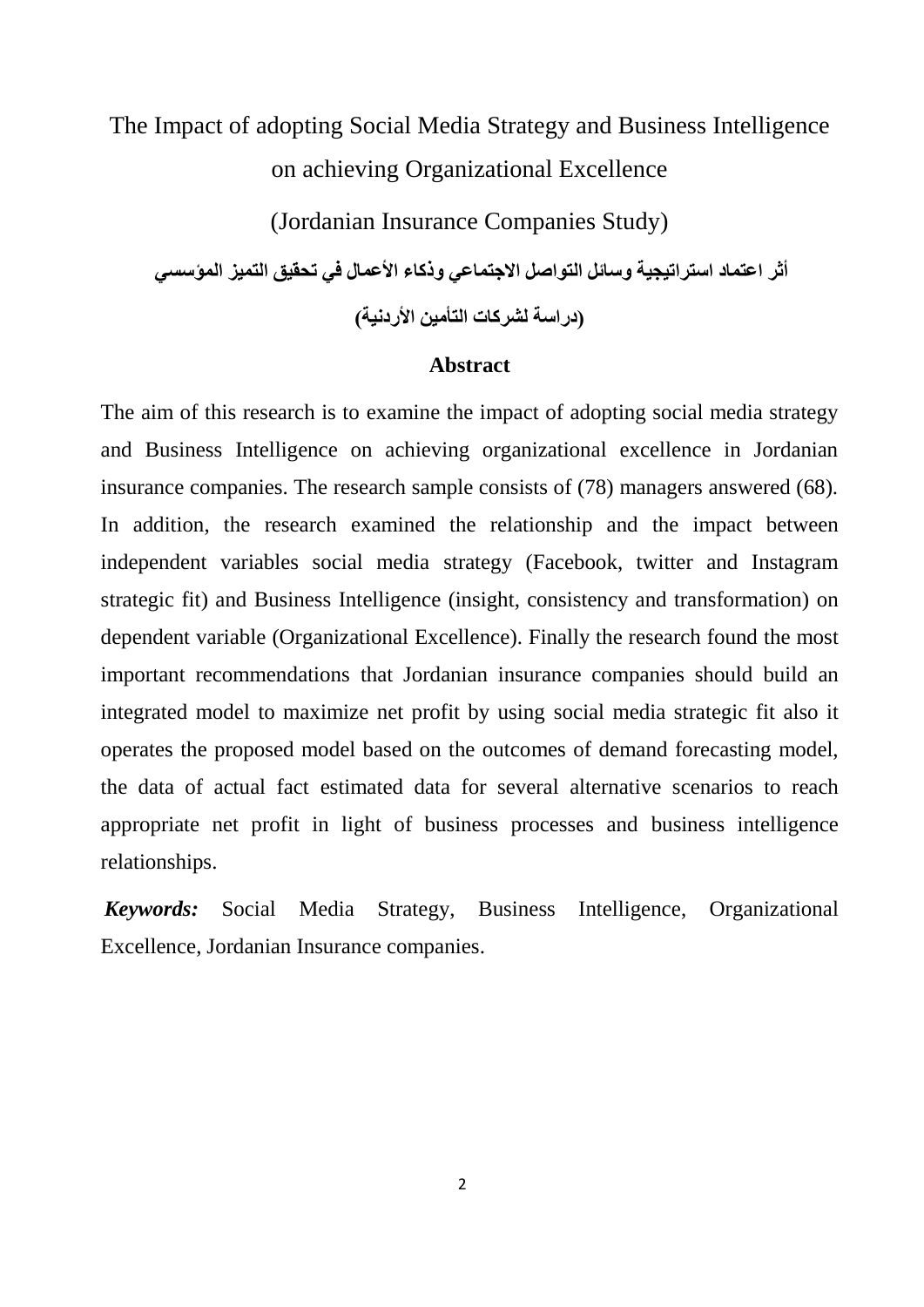# The Impact of adopting Social Media Strategy and Business Intelligence on achieving Organizational Excellence

## (Jordanian Insurance Companies Study)

## أثر اعتماد استراتيجية وسائل التواصل الاجتماعي وذكاء الأعمال في تحقيق التميز المؤسسي

## (دراسة لشركات التأمين الأردنية)

### Abstract

The aim of this research is to examine the impact of adopting social media strategy and Business Intelligence on achieving organizational excellence in Jordanian insurance companies. The research sample consists of (78) managers answered (68). In addition, the research examined the relationship and the impact between independent variables social media strategy (Facebook, twitter and Instagram strategic fit) and Business Intelligence (insight, consistency and transformation) on dependent variable (Organizational Excellence). Finally the research found the most important recommendations that Jordanian insurance companies should build an integrated model to maximize net profit by using social media strategic fit also it operates the proposed model based on the outcomes of demand forecasting model, the data of actual fact estimated data for several alternative scenarios to reach appropriate net profit in light of business processes and business intelligence relationships.

***Keywords:*** Social Media Strategy, Business Intelligence, Organizational Excellence, Jordanian Insurance companies.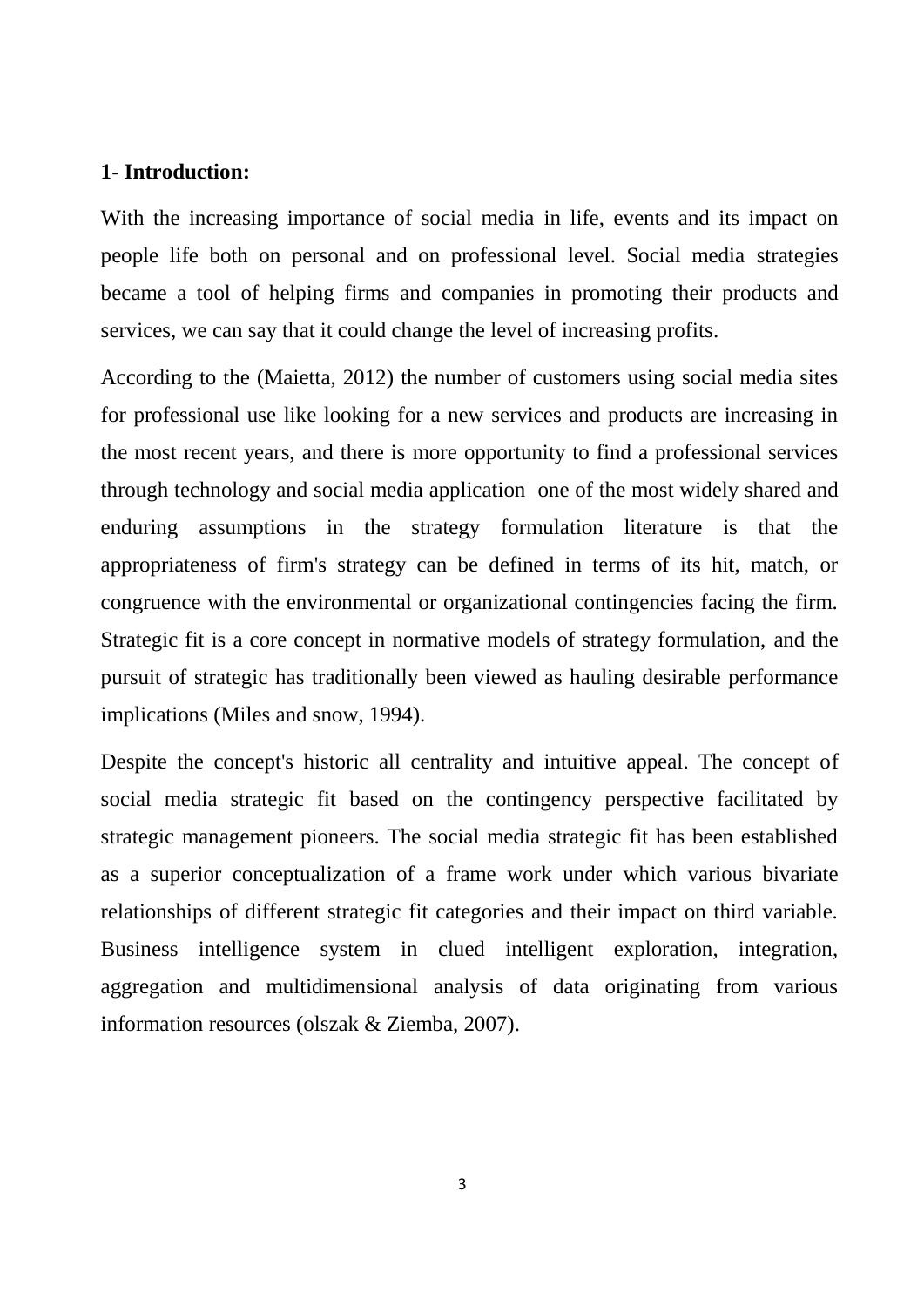**1- Introduction:**

With the increasing importance of social media in life, events and its impact on people life both on personal and on professional level. Social media strategies became a tool of helping firms and companies in promoting their products and services, we can say that it could change the level of increasing profits.

According to the (Maietta, 2012) the number of customers using social media sites for professional use like looking for a new services and products are increasing in the most recent years, and there is more opportunity to find a professional services through technology and social media application one of the most widely shared and enduring assumptions in the strategy formulation literature is that the appropriateness of firm's strategy can be defined in terms of its hit, match, or congruence with the environmental or organizational contingencies facing the firm. Strategic fit is a core concept in normative models of strategy formulation, and the pursuit of strategic has traditionally been viewed as hauling desirable performance implications (Miles and snow, 1994).

Despite the concept's historic all centrality and intuitive appeal. The concept of social media strategic fit based on the contingency perspective facilitated by strategic management pioneers. The social media strategic fit has been established as a superior conceptualization of a frame work under which various bivariate relationships of different strategic fit categories and their impact on third variable. Business intelligence system in clued intelligent exploration, integration, aggregation and multidimensional analysis of data originating from various information resources (olszak & Ziemba, 2007).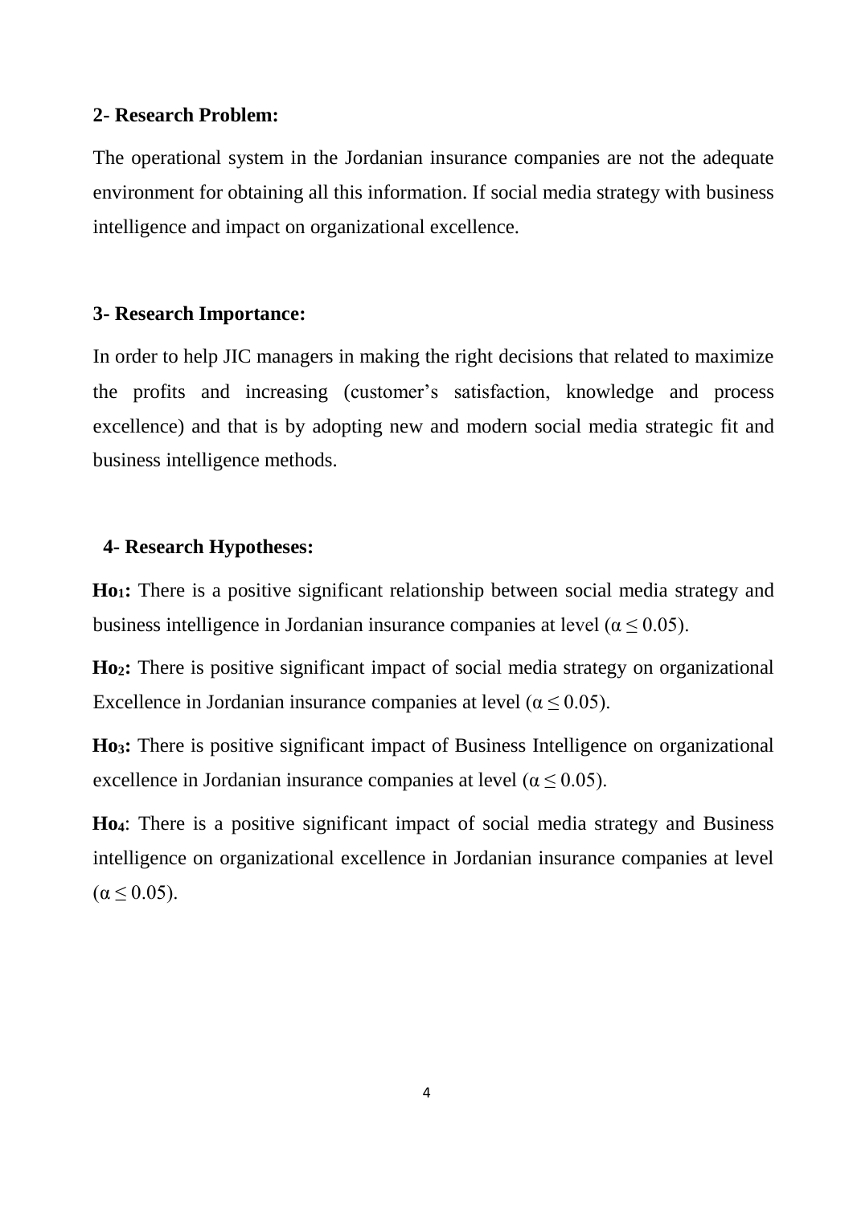## 2- Research Problem:

The operational system in the Jordanian insurance companies are not the adequate environment for obtaining all this information. If social media strategy with business intelligence and impact on organizational excellence.

## 3- Research Importance:

In order to help JIC managers in making the right decisions that related to maximize the profits and increasing (customer's satisfaction, knowledge and process excellence) and that is by adopting new and modern social media strategic fit and business intelligence methods.

## 4- Research Hypotheses:

**$Ho_1$:** There is a positive significant relationship between social media strategy and business intelligence in Jordanian insurance companies at level ($\alpha \leq 0.05$).

**$Ho_2$:** There is positive significant impact of social media strategy on organizational Excellence in Jordanian insurance companies at level ($\alpha \leq 0.05$).

**$Ho_3$:** There is positive significant impact of Business Intelligence on organizational excellence in Jordanian insurance companies at level ($\alpha \leq 0.05$).

**$Ho_4$**: There is a positive significant impact of social media strategy and Business intelligence on organizational excellence in Jordanian insurance companies at level ($\alpha \leq 0.05$).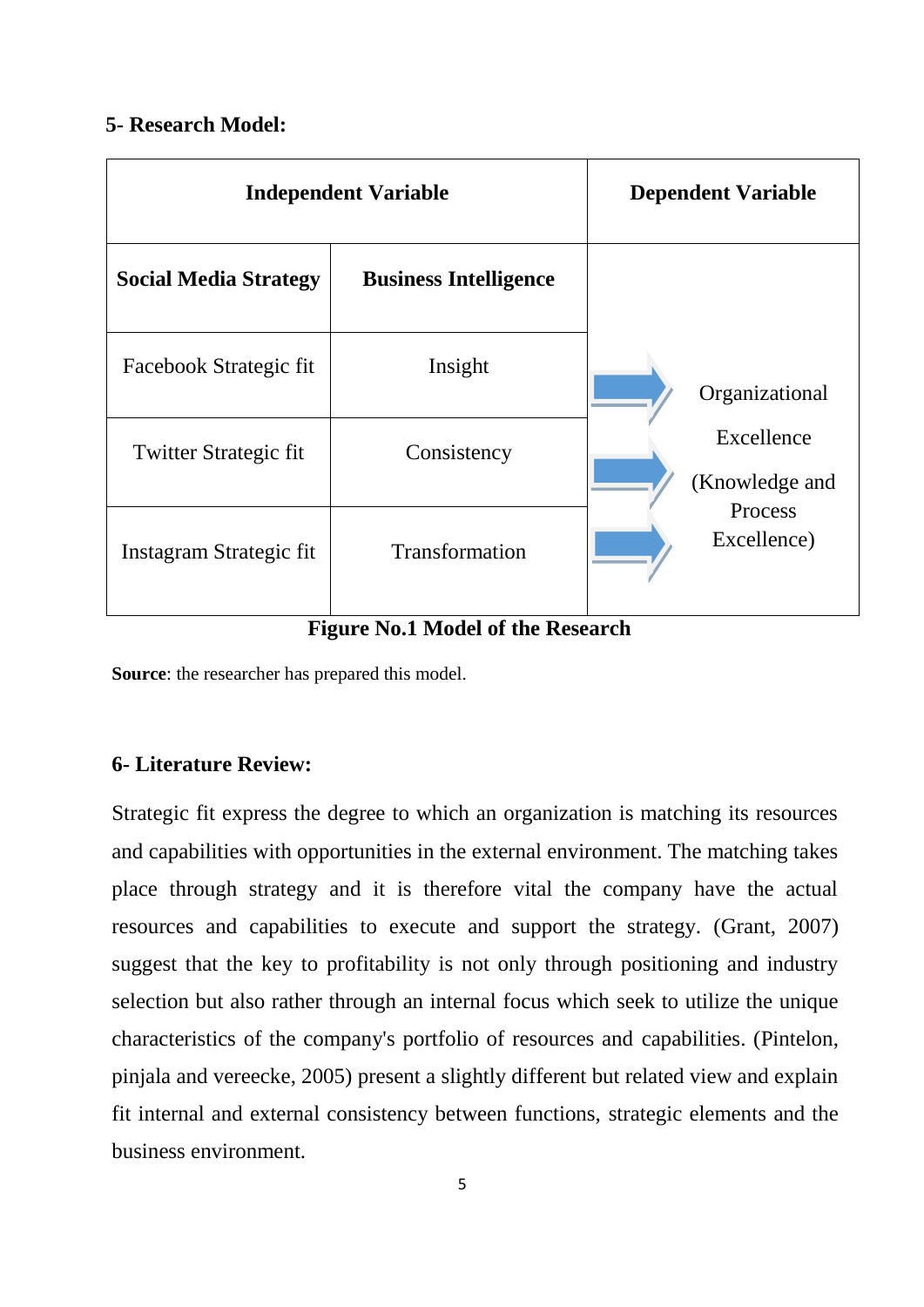## 5- Research Model:

| Independent Variable | | Dependent Variable |
|---|---|---|
| **Social Media Strategy** | **Business Intelligence** | |
| Facebook Strategic fit | Insight | Organizational Excellence (Knowledge and Process Excellence) |
| Twitter Strategic fit | Consistency | |
| Instagram Strategic fit | Transformation | |

**Figure No.1 Model of the Research**

**Source**: the researcher has prepared this model.

## 6- Literature Review:

Strategic fit express the degree to which an organization is matching its resources and capabilities with opportunities in the external environment. The matching takes place through strategy and it is therefore vital the company have the actual resources and capabilities to execute and support the strategy. (Grant, 2007) suggest that the key to profitability is not only through positioning and industry selection but also rather through an internal focus which seek to utilize the unique characteristics of the company's portfolio of resources and capabilities. (Pintelon, pinjala and vereecke, 2005) present a slightly different but related view and explain fit internal and external consistency between functions, strategic elements and the business environment.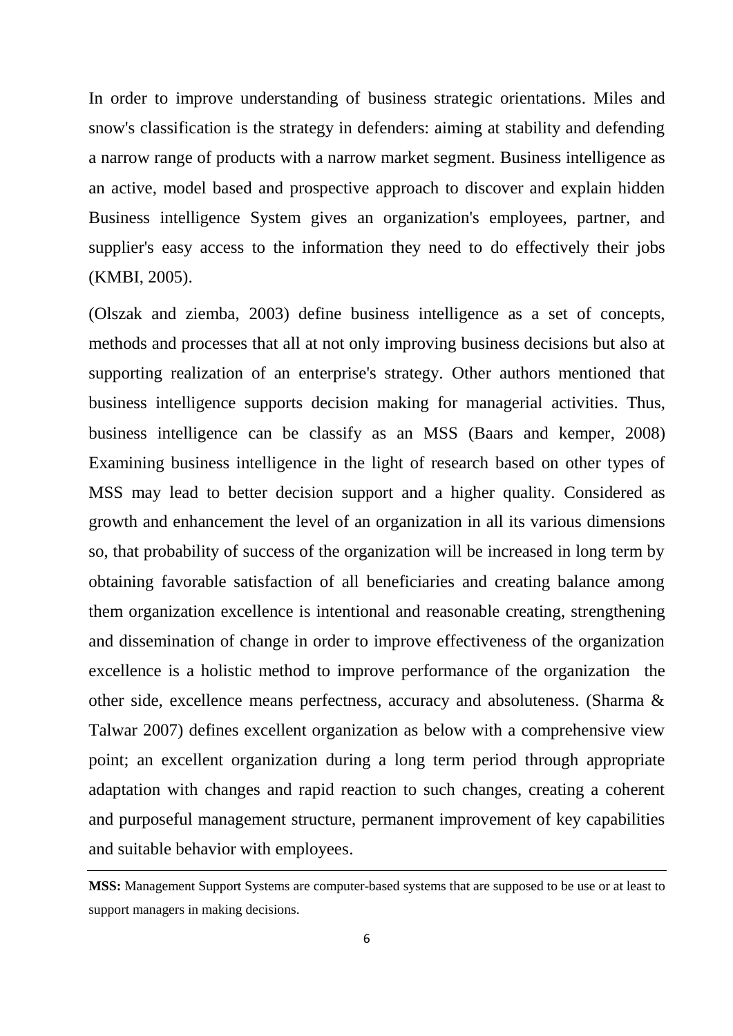In order to improve understanding of business strategic orientations. Miles and snow's classification is the strategy in defenders: aiming at stability and defending a narrow range of products with a narrow market segment. Business intelligence as an active, model based and prospective approach to discover and explain hidden Business intelligence System gives an organization's employees, partner, and supplier's easy access to the information they need to do effectively their jobs (KMBI, 2005).

(Olszak and ziemba, 2003) define business intelligence as a set of concepts, methods and processes that all at not only improving business decisions but also at supporting realization of an enterprise's strategy. Other authors mentioned that business intelligence supports decision making for managerial activities. Thus, business intelligence can be classify as an MSS (Baars and kemper, 2008) Examining business intelligence in the light of research based on other types of MSS may lead to better decision support and a higher quality. Considered as growth and enhancement the level of an organization in all its various dimensions so, that probability of success of the organization will be increased in long term by obtaining favorable satisfaction of all beneficiaries and creating balance among them organization excellence is intentional and reasonable creating, strengthening and dissemination of change in order to improve effectiveness of the organization excellence is a holistic method to improve performance of the organization the other side, excellence means perfectness, accuracy and absoluteness. (Sharma & Talwar 2007) defines excellent organization as below with a comprehensive view point; an excellent organization during a long term period through appropriate adaptation with changes and rapid reaction to such changes, creating a coherent and purposeful management structure, permanent improvement of key capabilities and suitable behavior with employees.

---

**MSS:** Management Support Systems are computer-based systems that are supposed to be use or at least to support managers in making decisions.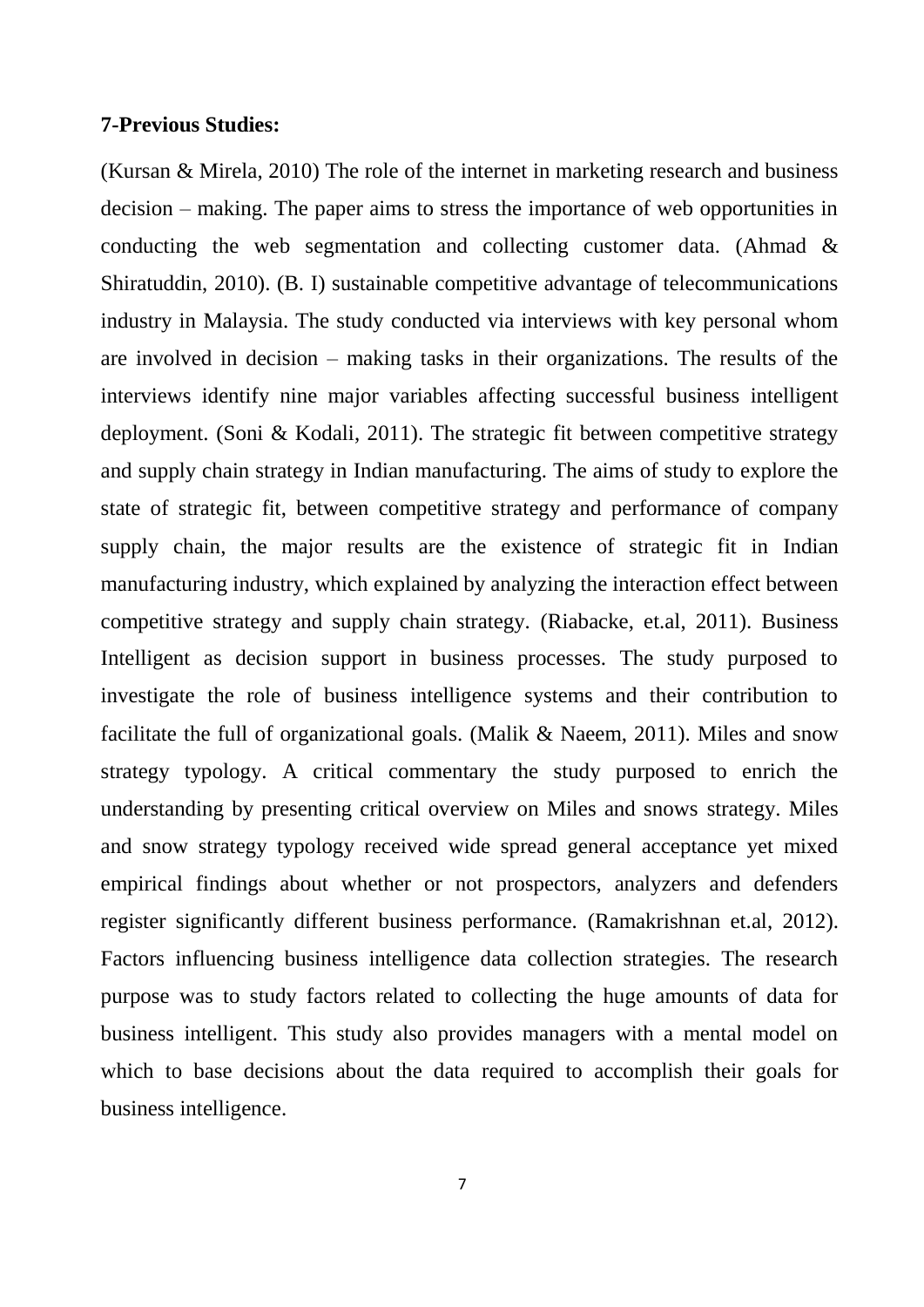**7-Previous Studies:**

(Kursan & Mirela, 2010) The role of the internet in marketing research and business decision – making. The paper aims to stress the importance of web opportunities in conducting the web segmentation and collecting customer data. (Ahmad & Shiratuddin, 2010). (B. I) sustainable competitive advantage of telecommunications industry in Malaysia. The study conducted via interviews with key personal whom are involved in decision – making tasks in their organizations. The results of the interviews identify nine major variables affecting successful business intelligent deployment. (Soni & Kodali, 2011). The strategic fit between competitive strategy and supply chain strategy in Indian manufacturing. The aims of study to explore the state of strategic fit, between competitive strategy and performance of company supply chain, the major results are the existence of strategic fit in Indian manufacturing industry, which explained by analyzing the interaction effect between competitive strategy and supply chain strategy. (Riabacke, et.al, 2011). Business Intelligent as decision support in business processes. The study purposed to investigate the role of business intelligence systems and their contribution to facilitate the full of organizational goals. (Malik & Naeem, 2011). Miles and snow strategy typology. A critical commentary the study purposed to enrich the understanding by presenting critical overview on Miles and snows strategy. Miles and snow strategy typology received wide spread general acceptance yet mixed empirical findings about whether or not prospectors, analyzers and defenders register significantly different business performance. (Ramakrishnan et.al, 2012). Factors influencing business intelligence data collection strategies. The research purpose was to study factors related to collecting the huge amounts of data for business intelligent. This study also provides managers with a mental model on which to base decisions about the data required to accomplish their goals for business intelligence.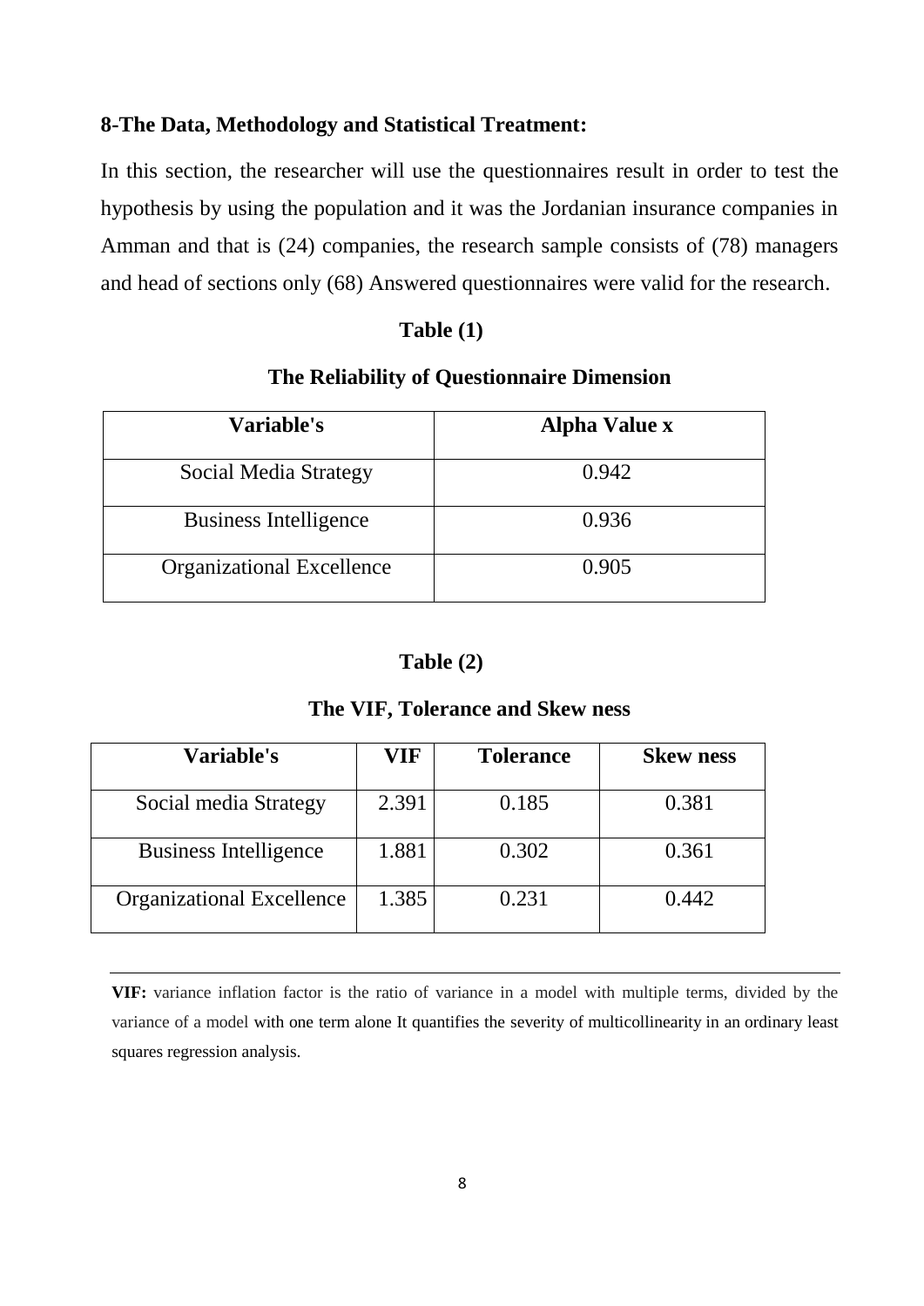**8-The Data, Methodology and Statistical Treatment:**

In this section, the researcher will use the questionnaires result in order to test the hypothesis by using the population and it was the Jordanian insurance companies in Amman and that is (24) companies, the research sample consists of (78) managers and head of sections only (68) Answered questionnaires were valid for the research.

**Table (1)**

**The Reliability of Questionnaire Dimension**

| Variable's | Alpha Value x |
|---|---|
| Social Media Strategy | 0.942 |
| Business Intelligence | 0.936 |
| Organizational Excellence | 0.905 |

**Table (2)**

**The VIF, Tolerance and Skew ness**

| Variable's | VIF | Tolerance | Skew ness |
|---|---|---|---|
| Social media Strategy | 2.391 | 0.185 | 0.381 |
| Business Intelligence | 1.881 | 0.302 | 0.361 |
| Organizational Excellence | 1.385 | 0.231 | 0.442 |

**VIF:** variance inflation factor is the ratio of variance in a model with multiple terms, divided by the variance of a model with one term alone It quantifies the severity of multicollinearity in an ordinary least squares regression analysis.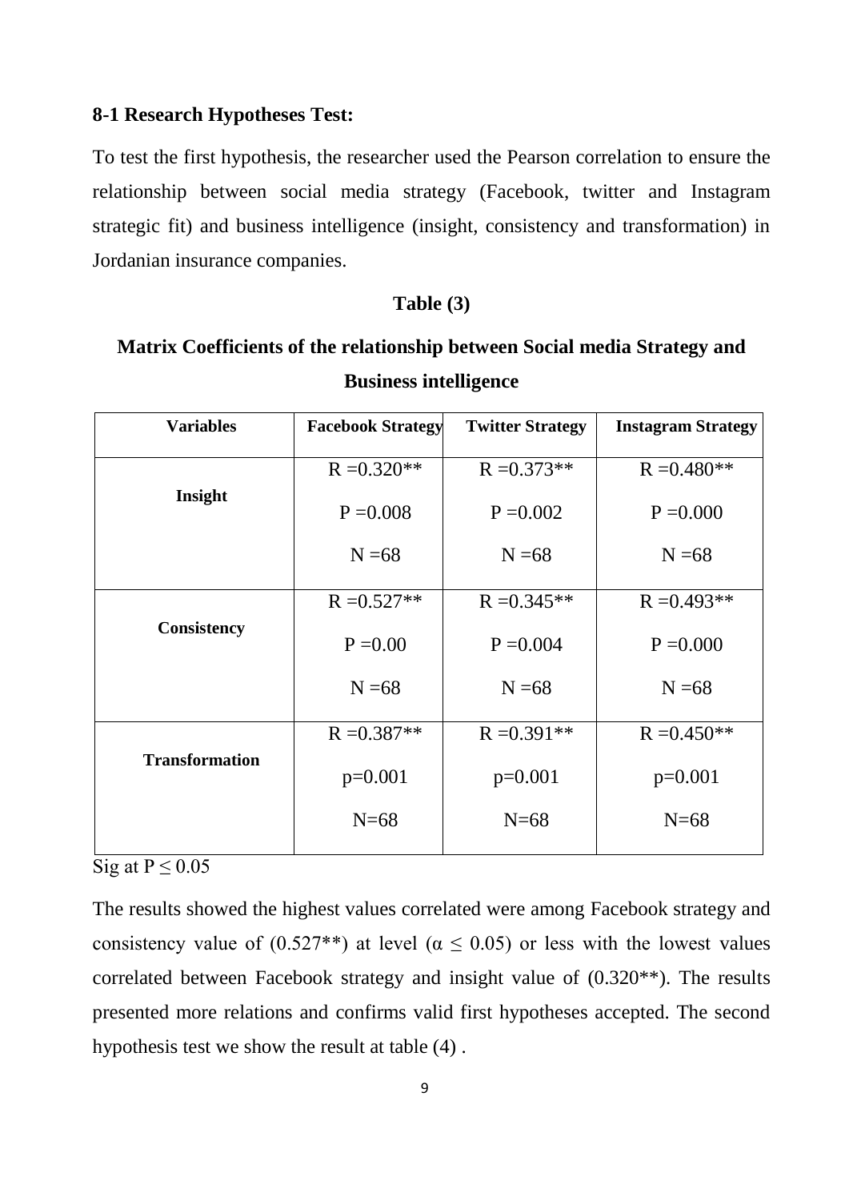### 8-1 Research Hypotheses Test:

To test the first hypothesis, the researcher used the Pearson correlation to ensure the relationship between social media strategy (Facebook, twitter and Instagram strategic fit) and business intelligence (insight, consistency and transformation) in Jordanian insurance companies.

**Table (3)**

**Matrix Coefficients of the relationship between Social media Strategy and Business intelligence**

| Variables | Facebook Strategy | Twitter Strategy | Instagram Strategy |
|---|---|---|---|
| **Insight** | R =0.320** P =0.008 N =68 | R =0.373** P =0.002 N =68 | R =0.480** P =0.000 N =68 |
| **Consistency** | R =0.527** P =0.00 N =68 | R =0.345** P =0.004 N =68 | R =0.493** P =0.000 N =68 |
| **Transformation** | R =0.387** p=0.001 N=68 | R =0.391** p=0.001 N=68 | R =0.450** p=0.001 N=68 |

Sig at $P \leq 0.05$

The results showed the highest values correlated were among Facebook strategy and consistency value of (0.527**) at level ($\alpha \leq 0.05$) or less with the lowest values correlated between Facebook strategy and insight value of (0.320**). The results presented more relations and confirms valid first hypotheses accepted. The second hypothesis test we show the result at table (4) .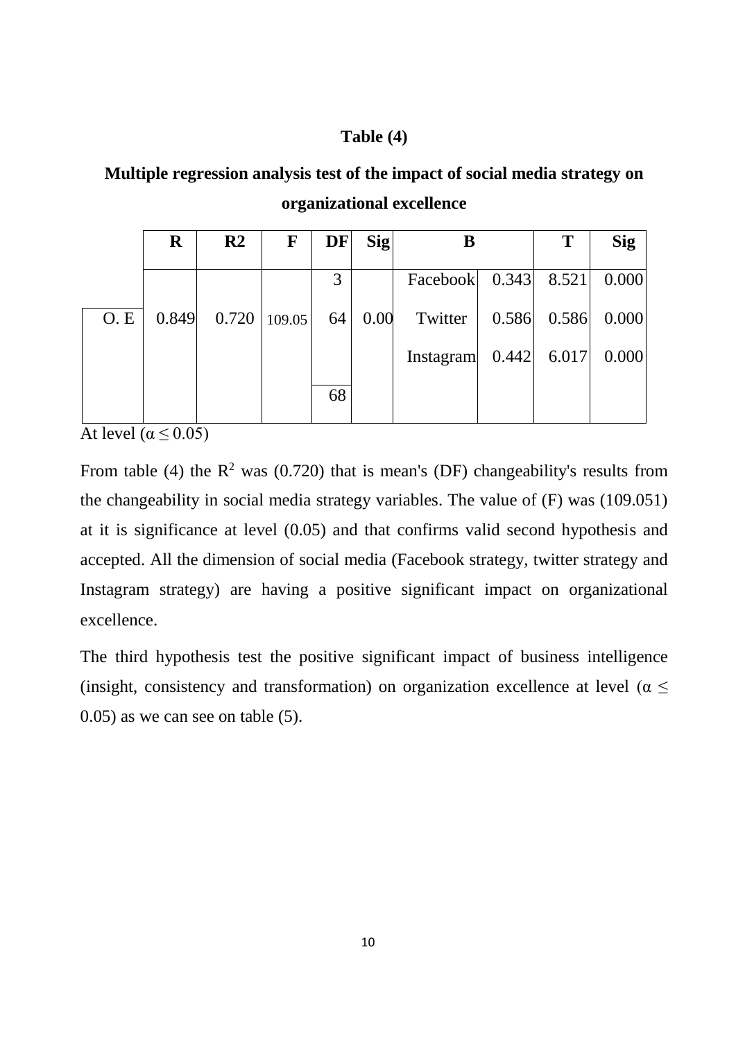**Table (4)**

**Multiple regression analysis test of the impact of social media strategy on organizational excellence**

| | R | R2 | F | DF | Sig | B | | T | Sig |
|---|---|---|---|---|---|---|---|---|---|
| O. E | 0.849 | 0.720 | 109.05 | 3 | 0.00 | Facebook | 0.343 | 8.521 | 0.000 |
| | | | | 64 | | Twitter | 0.586 | 0.586 | 0.000 |
| | | | | | | Instagram | 0.442 | 6.017 | 0.000 |
| | | | | 68 | | | | | |

At level ($\alpha \leq 0.05$)

From table (4) the $R^2$ was (0.720) that is mean's (DF) changeability's results from the changeability in social media strategy variables. The value of (F) was (109.051) at it is significance at level (0.05) and that confirms valid second hypothesis and accepted. All the dimension of social media (Facebook strategy, twitter strategy and Instagram strategy) are having a positive significant impact on organizational excellence.

The third hypothesis test the positive significant impact of business intelligence (insight, consistency and transformation) on organization excellence at level ($\alpha \leq 0.05$) as we can see on table (5).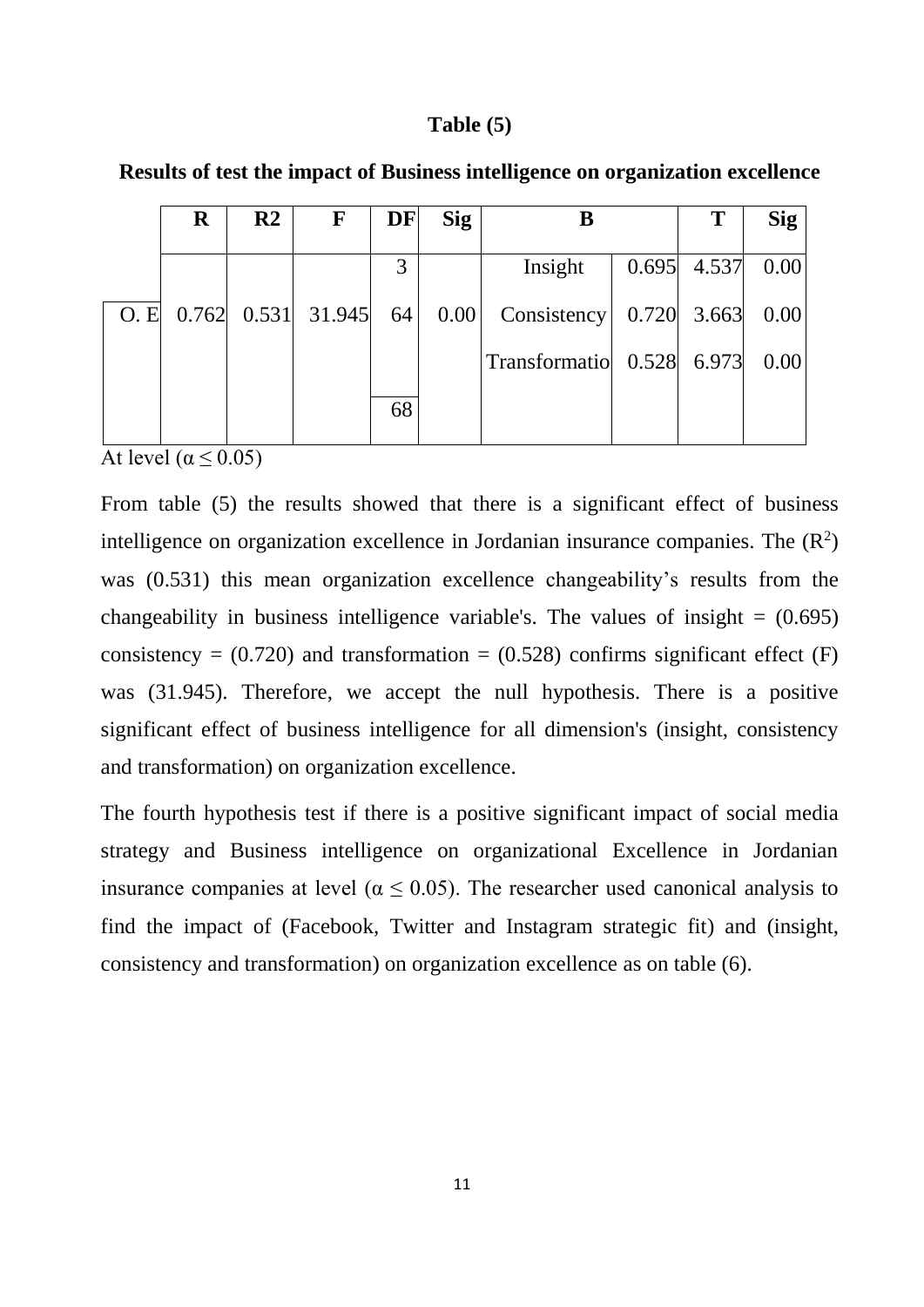**Table (5)**

**Results of test the impact of Business intelligence on organization excellence**

| | R | R2 | F | DF | Sig | B | | T | Sig |
|---|---|---|---|---|---|---|---|---|---|
| | | | | 3 | | Insight | 0.695 | 4.537 | 0.00 |
| O. E | 0.762 | 0.531 | 31.945 | 64 | 0.00 | Consistency | 0.720 | 3.663 | 0.00 |
| | | | | | | Transformatio | 0.528 | 6.973 | 0.00 |
| | | | | 68 | | | | | |

At level ($\alpha \leq 0.05$)

From table (5) the results showed that there is a significant effect of business intelligence on organization excellence in Jordanian insurance companies. The ($R^2$) was (0.531) this mean organization excellence changeability's results from the changeability in business intelligence variable's. The values of insight = (0.695) consistency = (0.720) and transformation = (0.528) confirms significant effect (F) was (31.945). Therefore, we accept the null hypothesis. There is a positive significant effect of business intelligence for all dimension's (insight, consistency and transformation) on organization excellence.

The fourth hypothesis test if there is a positive significant impact of social media strategy and Business intelligence on organizational Excellence in Jordanian insurance companies at level ($\alpha \leq 0.05$). The researcher used canonical analysis to find the impact of (Facebook, Twitter and Instagram strategic fit) and (insight, consistency and transformation) on organization excellence as on table (6).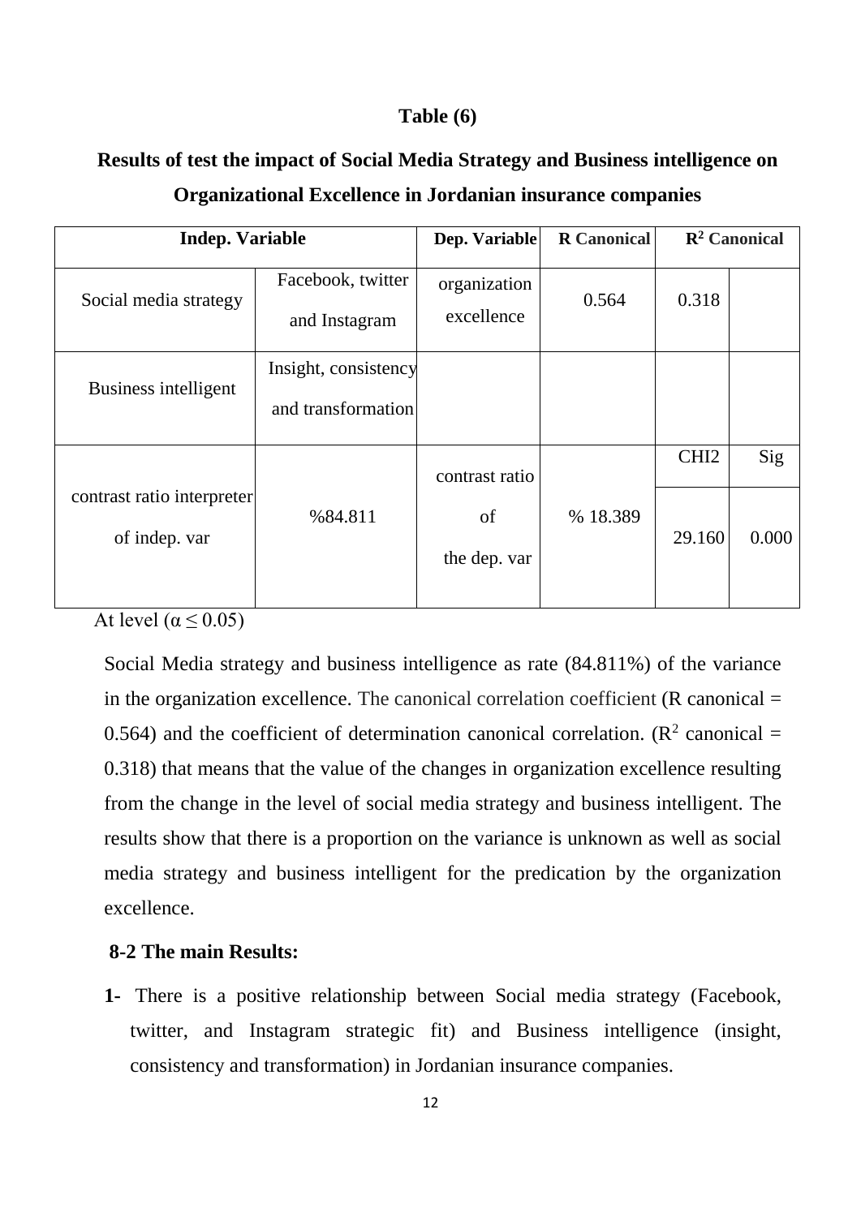**Table (6)**

**Results of test the impact of Social Media Strategy and Business intelligence on Organizational Excellence in Jordanian insurance companies**

| Indep. Variable | | Dep. Variable | R Canonical | $R^2$ Canonical | |
|---|---|---|---|---|---|
| Social media strategy | Facebook, twitter and Instagram | organization excellence | 0.564 | 0.318 | |
| Business intelligent | Insight, consistency and transformation | | | | |
| contrast ratio interpreter of indep. var | %84.811 | contrast ratio of the dep. var | % 18.389 | CHI2 | Sig |
| | | | | 29.160 | 0.000 |

At level ($\alpha \leq 0.05$)

Social Media strategy and business intelligence as rate (84.811%) of the variance in the organization excellence. The canonical correlation coefficient (R canonical = 0.564) and the coefficient of determination canonical correlation. ($R^2$ canonical = 0.318) that means that the value of the changes in organization excellence resulting from the change in the level of social media strategy and business intelligent. The results show that there is a proportion on the variance is unknown as well as social media strategy and business intelligent for the predication by the organization excellence.

**8-2 The main Results:**

**1-** There is a positive relationship between Social media strategy (Facebook, twitter, and Instagram strategic fit) and Business intelligence (insight, consistency and transformation) in Jordanian insurance companies.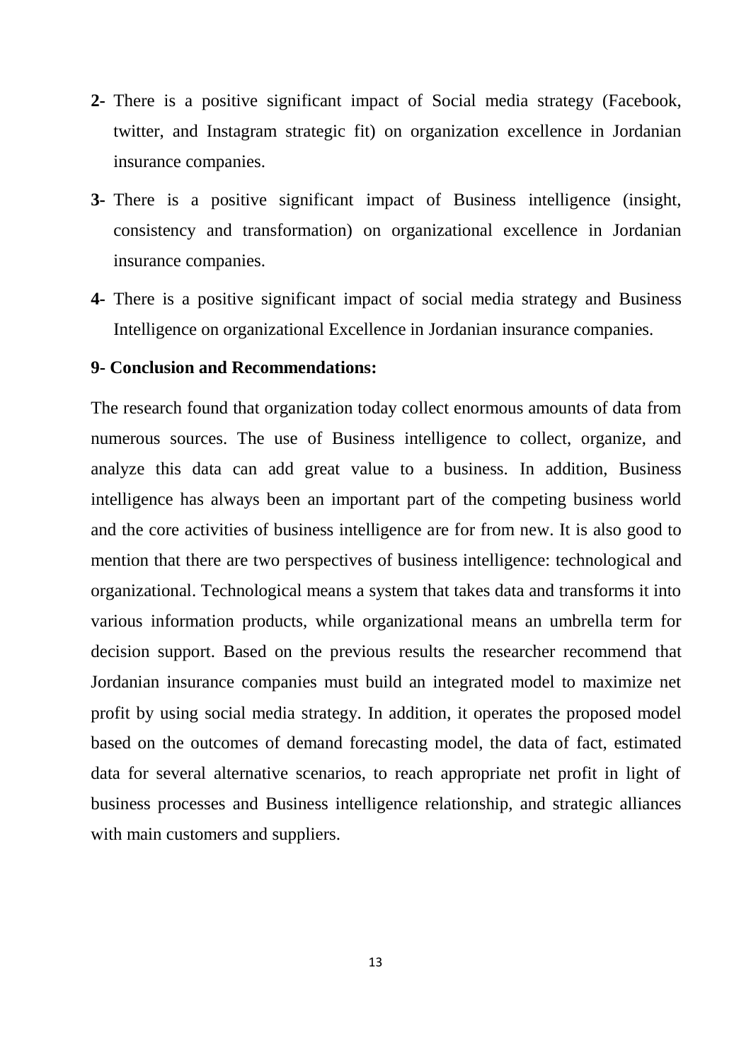**2-** There is a positive significant impact of Social media strategy (Facebook, twitter, and Instagram strategic fit) on organization excellence in Jordanian insurance companies.

**3-** There is a positive significant impact of Business intelligence (insight, consistency and transformation) on organizational excellence in Jordanian insurance companies.

**4-** There is a positive significant impact of social media strategy and Business Intelligence on organizational Excellence in Jordanian insurance companies.

**9- Conclusion and Recommendations:**

The research found that organization today collect enormous amounts of data from numerous sources. The use of Business intelligence to collect, organize, and analyze this data can add great value to a business. In addition, Business intelligence has always been an important part of the competing business world and the core activities of business intelligence are for from new. It is also good to mention that there are two perspectives of business intelligence: technological and organizational. Technological means a system that takes data and transforms it into various information products, while organizational means an umbrella term for decision support. Based on the previous results the researcher recommend that Jordanian insurance companies must build an integrated model to maximize net profit by using social media strategy. In addition, it operates the proposed model based on the outcomes of demand forecasting model, the data of fact, estimated data for several alternative scenarios, to reach appropriate net profit in light of business processes and Business intelligence relationship, and strategic alliances with main customers and suppliers.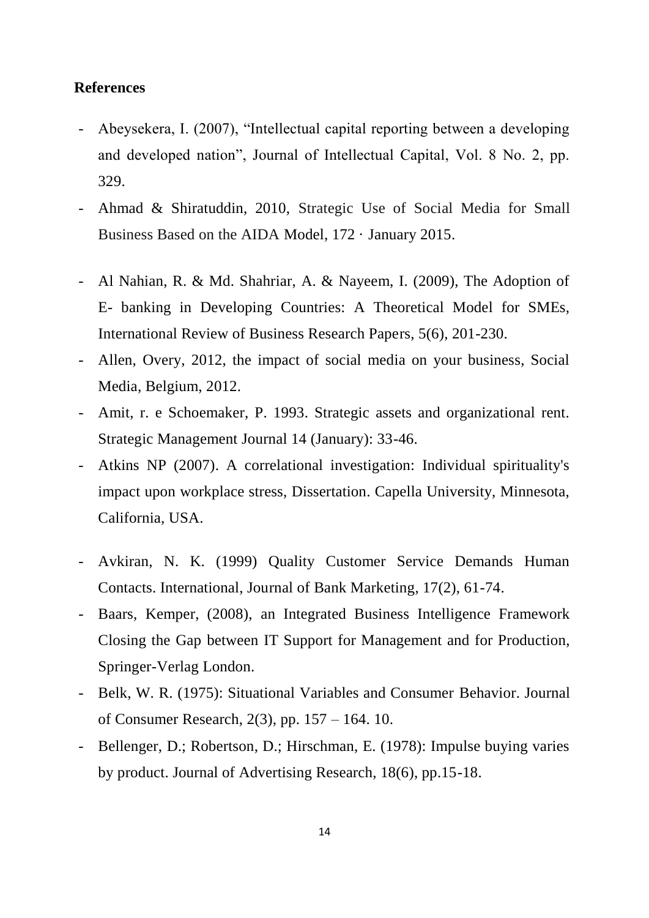**References**

- Abeysekera, I. (2007), "Intellectual capital reporting between a developing and developed nation", Journal of Intellectual Capital, Vol. 8 No. 2, pp. 329.
- Ahmad & Shiratuddin, 2010, Strategic Use of Social Media for Small Business Based on the AIDA Model, 172 · January 2015.
- Al Nahian, R. & Md. Shahriar, A. & Nayeem, I. (2009), The Adoption of E- banking in Developing Countries: A Theoretical Model for SMEs, International Review of Business Research Papers, 5(6), 201-230.
- Allen, Overy, 2012, the impact of social media on your business, Social Media, Belgium, 2012.
- Amit, r. e Schoemaker, P. 1993. Strategic assets and organizational rent. Strategic Management Journal 14 (January): 33-46.
- Atkins NP (2007). A correlational investigation: Individual spirituality's impact upon workplace stress, Dissertation. Capella University, Minnesota, California, USA.
- Avkiran, N. K. (1999) Quality Customer Service Demands Human Contacts. International, Journal of Bank Marketing, 17(2), 61-74.
- Baars, Kemper, (2008), an Integrated Business Intelligence Framework Closing the Gap between IT Support for Management and for Production, Springer-Verlag London.
- Belk, W. R. (1975): Situational Variables and Consumer Behavior. Journal of Consumer Research, 2(3), pp. 157 – 164. 10.
- Bellenger, D.; Robertson, D.; Hirschman, E. (1978): Impulse buying varies by product. Journal of Advertising Research, 18(6), pp.15-18.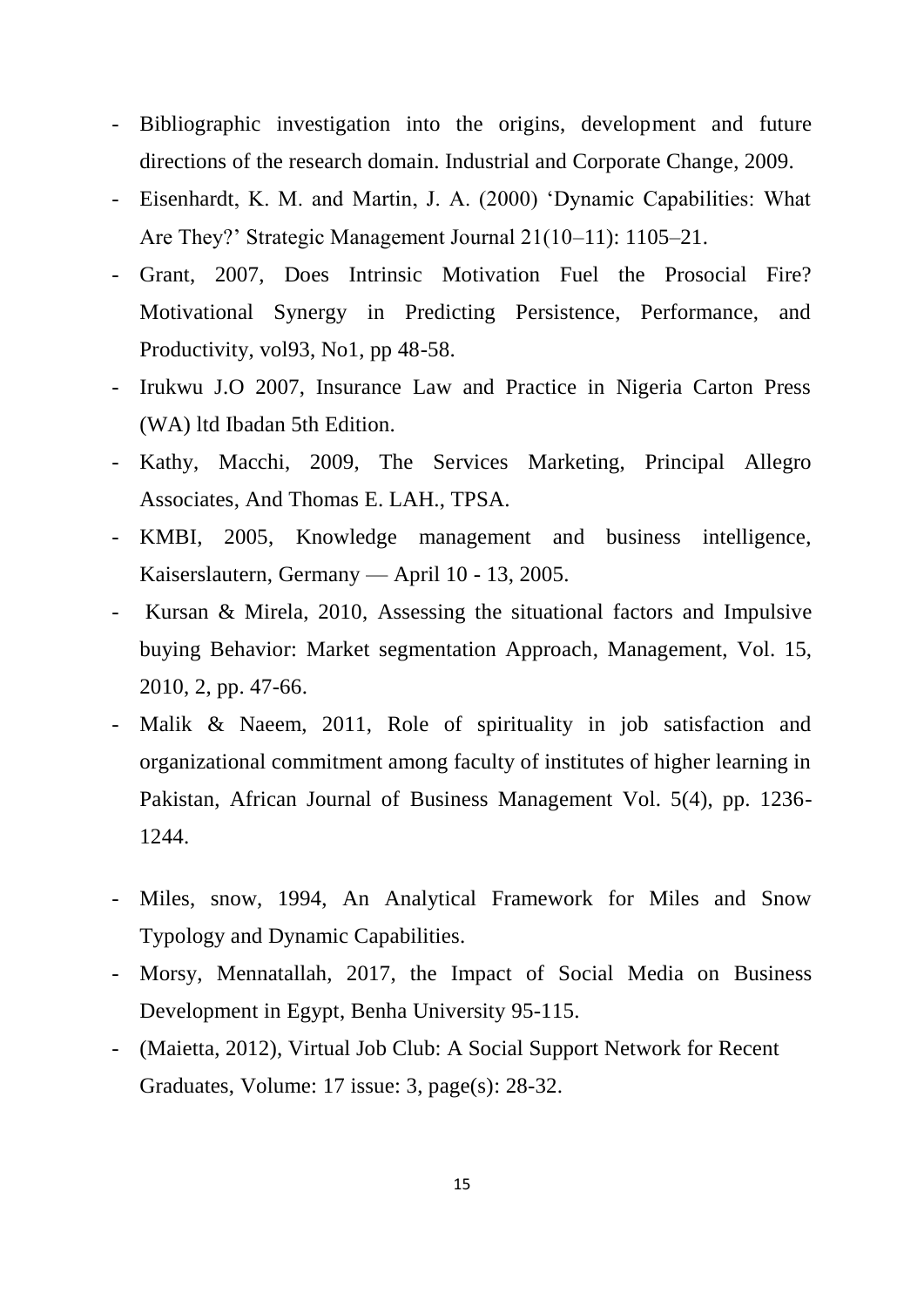- Bibliographic investigation into the origins, development and future directions of the research domain. Industrial and Corporate Change, 2009.
- Eisenhardt, K. M. and Martin, J. A. (2000) 'Dynamic Capabilities: What Are They?' Strategic Management Journal 21(10–11): 1105–21.
- Grant, 2007, Does Intrinsic Motivation Fuel the Prosocial Fire? Motivational Synergy in Predicting Persistence, Performance, and Productivity, vol93, No1, pp 48-58.
- Irukwu J.O 2007, Insurance Law and Practice in Nigeria Carton Press (WA) ltd Ibadan 5th Edition.
- Kathy, Macchi, 2009, The Services Marketing, Principal Allegro Associates, And Thomas E. LAH., TPSA.
- KMBI, 2005, Knowledge management and business intelligence, Kaiserslautern, Germany — April 10 - 13, 2005.
- Kursan & Mirela, 2010, Assessing the situational factors and Impulsive buying Behavior: Market segmentation Approach, Management, Vol. 15, 2010, 2, pp. 47-66.
- Malik & Naeem, 2011, Role of spirituality in job satisfaction and organizational commitment among faculty of institutes of higher learning in Pakistan, African Journal of Business Management Vol. 5(4), pp. 1236-1244.
- Miles, snow, 1994, An Analytical Framework for Miles and Snow Typology and Dynamic Capabilities.
- Morsy, Mennatallah, 2017, the Impact of Social Media on Business Development in Egypt, Benha University 95-115.
- (Maietta, 2012), Virtual Job Club: A Social Support Network for Recent Graduates, Volume: 17 issue: 3, page(s): 28-32.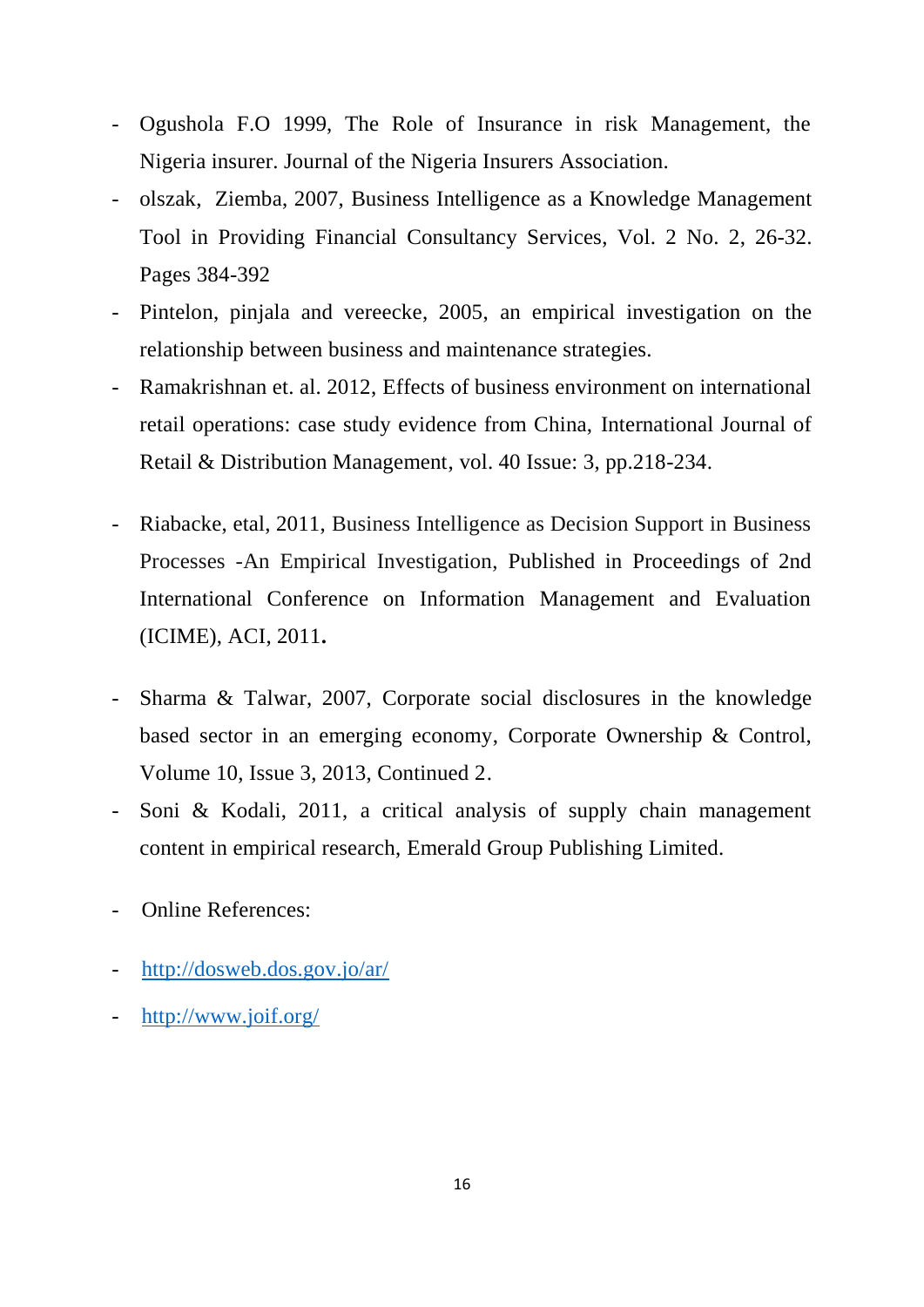- Ogushola F.O 1999, The Role of Insurance in risk Management, the Nigeria insurer. Journal of the Nigeria Insurers Association.
- olszak, Ziemba, 2007, Business Intelligence as a Knowledge Management Tool in Providing Financial Consultancy Services, Vol. 2 No. 2, 26-32. Pages 384-392
- Pintelon, pinjala and vereecke, 2005, an empirical investigation on the relationship between business and maintenance strategies.
- Ramakrishnan et. al. 2012, Effects of business environment on international retail operations: case study evidence from China, International Journal of Retail & Distribution Management, vol. 40 Issue: 3, pp.218-234.
- Riabacke, etal, 2011, Business Intelligence as Decision Support in Business Processes -An Empirical Investigation, Published in Proceedings of 2nd International Conference on Information Management and Evaluation (ICIME), ACI, 2011.
- Sharma & Talwar, 2007, Corporate social disclosures in the knowledge based sector in an emerging economy, Corporate Ownership & Control, Volume 10, Issue 3, 2013, Continued 2.
- Soni & Kodali, 2011, a critical analysis of supply chain management content in empirical research, Emerald Group Publishing Limited.
- Online References:
- http://dosweb.dos.gov.jo/ar/
- http://www.joif.org/